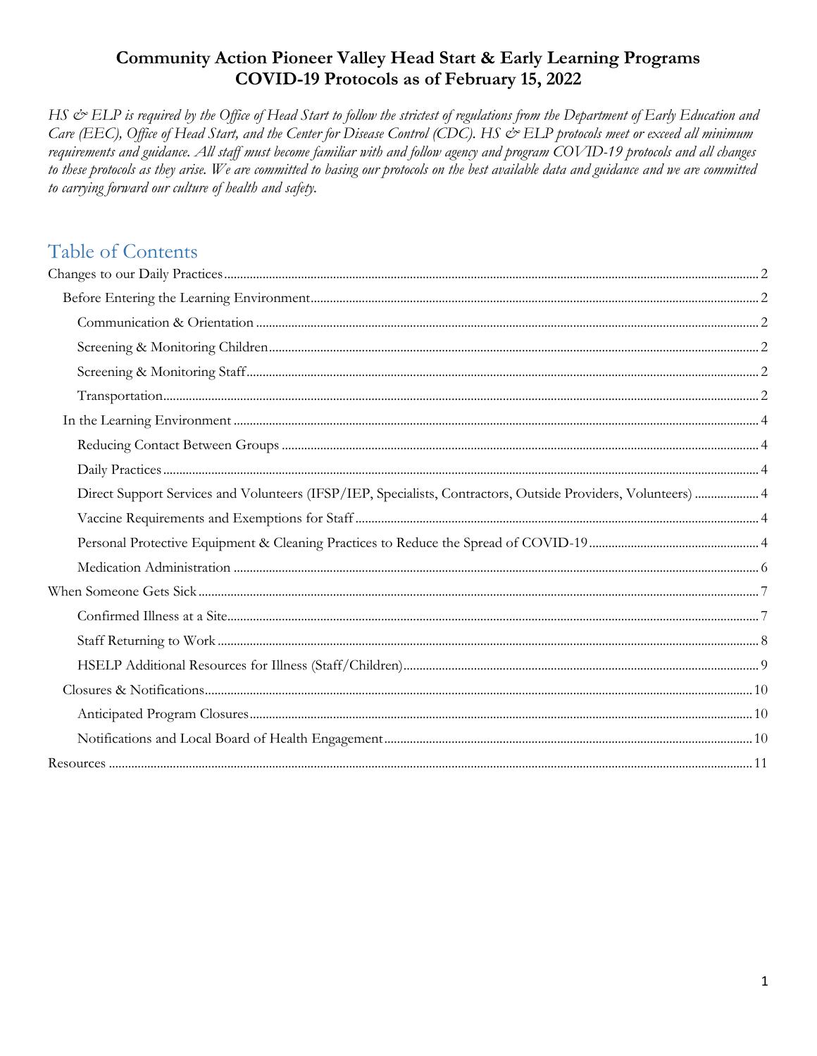# Community Action Pioneer Valley Head Start & Early Learning Programs
# COVID-19 Protocols as of February 15, 2022

*HS & ELP is required by the Office of Head Start to follow the strictest of regulations from the Department of Early Education and Care (EEC), Office of Head Start, and the Center for Disease Control (CDC). HS & ELP protocols meet or exceed all minimum requirements and guidance. All staff must become familiar with and follow agency and program COVID-19 protocols and all changes to these protocols as they arise. We are committed to basing our protocols on the best available data and guidance and we are committed to carrying forward our culture of health and safety.*

## Table of Contents

- Changes to our Daily Practices ..... 2
  - Before Entering the Learning Environment ..... 2
    - Communication & Orientation ..... 2
    - Screening & Monitoring Children ..... 2
    - Screening & Monitoring Staff ..... 2
    - Transportation ..... 2
  - In the Learning Environment ..... 4
    - Reducing Contact Between Groups ..... 4
    - Daily Practices ..... 4
    - Direct Support Services and Volunteers (IFSP/IEP, Specialists, Contractors, Outside Providers, Volunteers) ..... 4
    - Vaccine Requirements and Exemptions for Staff ..... 4
    - Personal Protective Equipment & Cleaning Practices to Reduce the Spread of COVID-19 ..... 4
    - Medication Administration ..... 6
- When Someone Gets Sick ..... 7
    - Confirmed Illness at a Site ..... 7
    - Staff Returning to Work ..... 8
    - HSELP Additional Resources for Illness (Staff/Children) ..... 9
  - Closures & Notifications ..... 10
    - Anticipated Program Closures ..... 10
    - Notifications and Local Board of Health Engagement ..... 10
- Resources ..... 11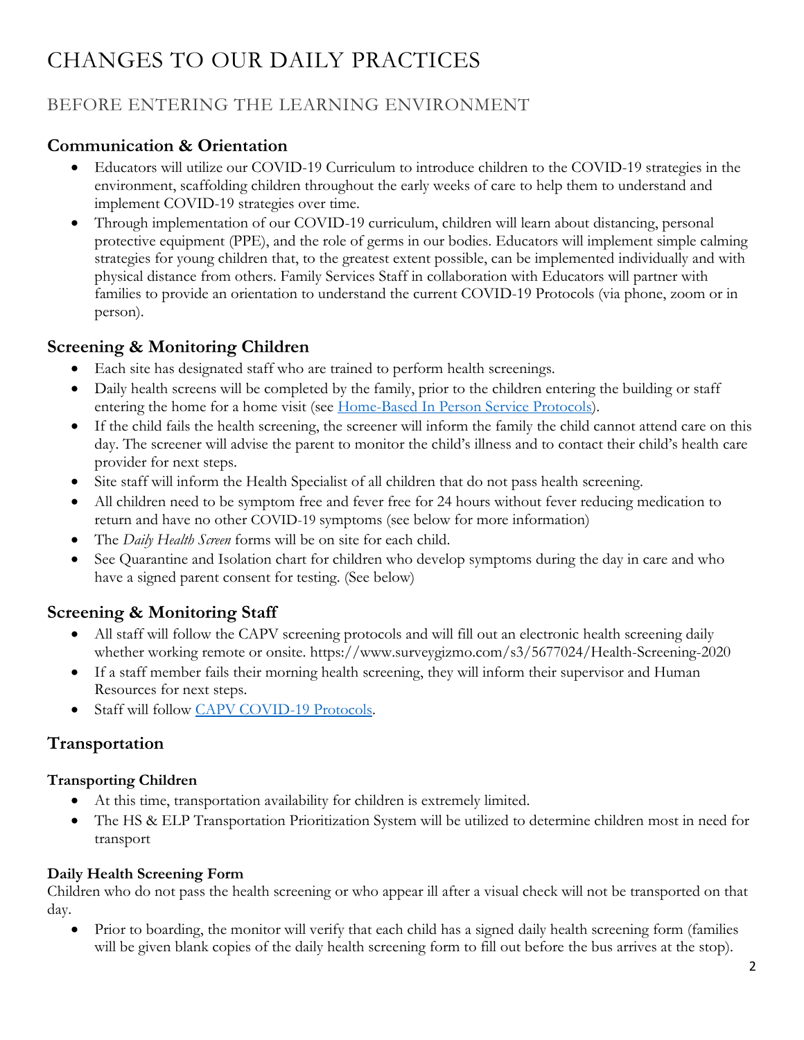# CHANGES TO OUR DAILY PRACTICES

## BEFORE ENTERING THE LEARNING ENVIRONMENT

### Communication & Orientation

- Educators will utilize our COVID-19 Curriculum to introduce children to the COVID-19 strategies in the environment, scaffolding children throughout the early weeks of care to help them to understand and implement COVID-19 strategies over time.
- Through implementation of our COVID-19 curriculum, children will learn about distancing, personal protective equipment (PPE), and the role of germs in our bodies. Educators will implement simple calming strategies for young children that, to the greatest extent possible, can be implemented individually and with physical distance from others. Family Services Staff in collaboration with Educators will partner with families to provide an orientation to understand the current COVID-19 Protocols (via phone, zoom or in person).

### Screening & Monitoring Children

- Each site has designated staff who are trained to perform health screenings.
- Daily health screens will be completed by the family, prior to the children entering the building or staff entering the home for a home visit (see Home-Based In Person Service Protocols).
- If the child fails the health screening, the screener will inform the family the child cannot attend care on this day. The screener will advise the parent to monitor the child's illness and to contact their child's health care provider for next steps.
- Site staff will inform the Health Specialist of all children that do not pass health screening.
- All children need to be symptom free and fever free for 24 hours without fever reducing medication to return and have no other COVID-19 symptoms (see below for more information)
- The *Daily Health Screen* forms will be on site for each child.
- See Quarantine and Isolation chart for children who develop symptoms during the day in care and who have a signed parent consent for testing. (See below)

### Screening & Monitoring Staff

- All staff will follow the CAPV screening protocols and will fill out an electronic health screening daily whether working remote or onsite. https://www.surveygizmo.com/s3/5677024/Health-Screening-2020
- If a staff member fails their morning health screening, they will inform their supervisor and Human Resources for next steps.
- Staff will follow CAPV COVID-19 Protocols.

### Transportation

#### Transporting Children

- At this time, transportation availability for children is extremely limited.
- The HS & ELP Transportation Prioritization System will be utilized to determine children most in need for transport

#### Daily Health Screening Form

Children who do not pass the health screening or who appear ill after a visual check will not be transported on that day.

- Prior to boarding, the monitor will verify that each child has a signed daily health screening form (families will be given blank copies of the daily health screening form to fill out before the bus arrives at the stop).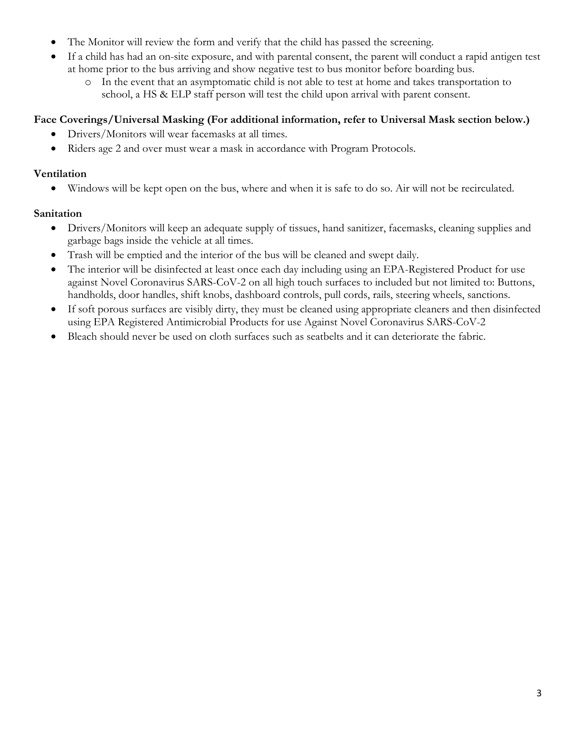- The Monitor will review the form and verify that the child has passed the screening.
- If a child has had an on-site exposure, and with parental consent, the parent will conduct a rapid antigen test at home prior to the bus arriving and show negative test to bus monitor before boarding bus.
  - In the event that an asymptomatic child is not able to test at home and takes transportation to school, a HS & ELP staff person will test the child upon arrival with parent consent.

**Face Coverings/Universal Masking (For additional information, refer to Universal Mask section below.)**

- Drivers/Monitors will wear facemasks at all times.
- Riders age 2 and over must wear a mask in accordance with Program Protocols.

**Ventilation**

- Windows will be kept open on the bus, where and when it is safe to do so. Air will not be recirculated.

**Sanitation**

- Drivers/Monitors will keep an adequate supply of tissues, hand sanitizer, facemasks, cleaning supplies and garbage bags inside the vehicle at all times.
- Trash will be emptied and the interior of the bus will be cleaned and swept daily.
- The interior will be disinfected at least once each day including using an EPA-Registered Product for use against Novel Coronavirus SARS-CoV-2 on all high touch surfaces to included but not limited to: Buttons, handholds, door handles, shift knobs, dashboard controls, pull cords, rails, steering wheels, sanctions.
- If soft porous surfaces are visibly dirty, they must be cleaned using appropriate cleaners and then disinfected using EPA Registered Antimicrobial Products for use Against Novel Coronavirus SARS-CoV-2
- Bleach should never be used on cloth surfaces such as seatbelts and it can deteriorate the fabric.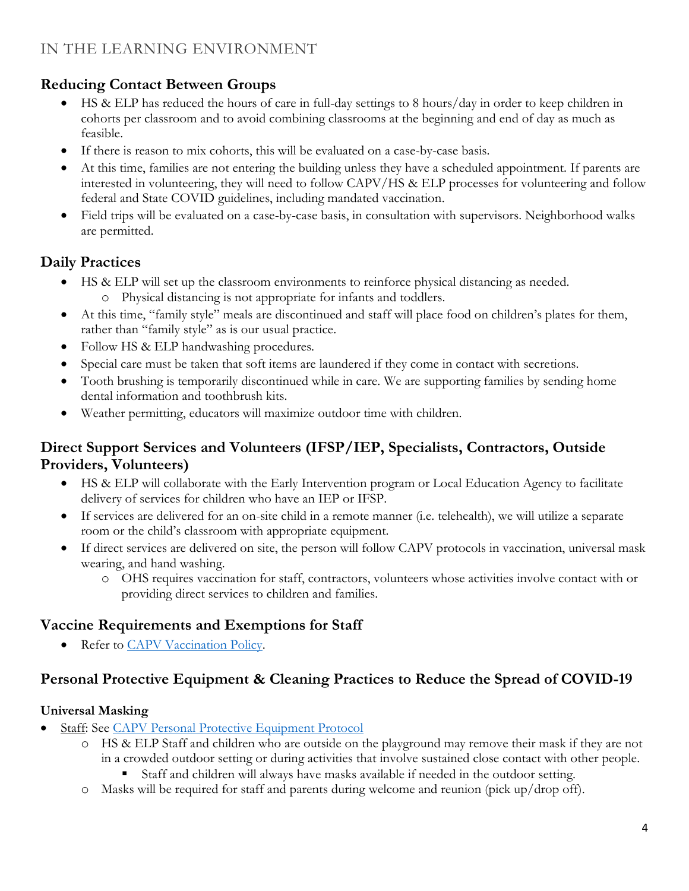# IN THE LEARNING ENVIRONMENT

## Reducing Contact Between Groups

- HS & ELP has reduced the hours of care in full-day settings to 8 hours/day in order to keep children in cohorts per classroom and to avoid combining classrooms at the beginning and end of day as much as feasible.
- If there is reason to mix cohorts, this will be evaluated on a case-by-case basis.
- At this time, families are not entering the building unless they have a scheduled appointment. If parents are interested in volunteering, they will need to follow CAPV/HS & ELP processes for volunteering and follow federal and State COVID guidelines, including mandated vaccination.
- Field trips will be evaluated on a case-by-case basis, in consultation with supervisors. Neighborhood walks are permitted.

## Daily Practices

- HS & ELP will set up the classroom environments to reinforce physical distancing as needed.
  - Physical distancing is not appropriate for infants and toddlers.
- At this time, "family style" meals are discontinued and staff will place food on children's plates for them, rather than "family style" as is our usual practice.
- Follow HS & ELP handwashing procedures.
- Special care must be taken that soft items are laundered if they come in contact with secretions.
- Tooth brushing is temporarily discontinued while in care. We are supporting families by sending home dental information and toothbrush kits.
- Weather permitting, educators will maximize outdoor time with children.

## Direct Support Services and Volunteers (IFSP/IEP, Specialists, Contractors, Outside Providers, Volunteers)

- HS & ELP will collaborate with the Early Intervention program or Local Education Agency to facilitate delivery of services for children who have an IEP or IFSP.
- If services are delivered for an on-site child in a remote manner (i.e. telehealth), we will utilize a separate room or the child's classroom with appropriate equipment.
- If direct services are delivered on site, the person will follow CAPV protocols in vaccination, universal mask wearing, and hand washing.
  - OHS requires vaccination for staff, contractors, volunteers whose activities involve contact with or providing direct services to children and families.

## Vaccine Requirements and Exemptions for Staff

- Refer to CAPV Vaccination Policy.

## Personal Protective Equipment & Cleaning Practices to Reduce the Spread of COVID-19

### Universal Masking

- Staff: See CAPV Personal Protective Equipment Protocol
  - HS & ELP Staff and children who are outside on the playground may remove their mask if they are not in a crowded outdoor setting or during activities that involve sustained close contact with other people.
    - Staff and children will always have masks available if needed in the outdoor setting.
  - Masks will be required for staff and parents during welcome and reunion (pick up/drop off).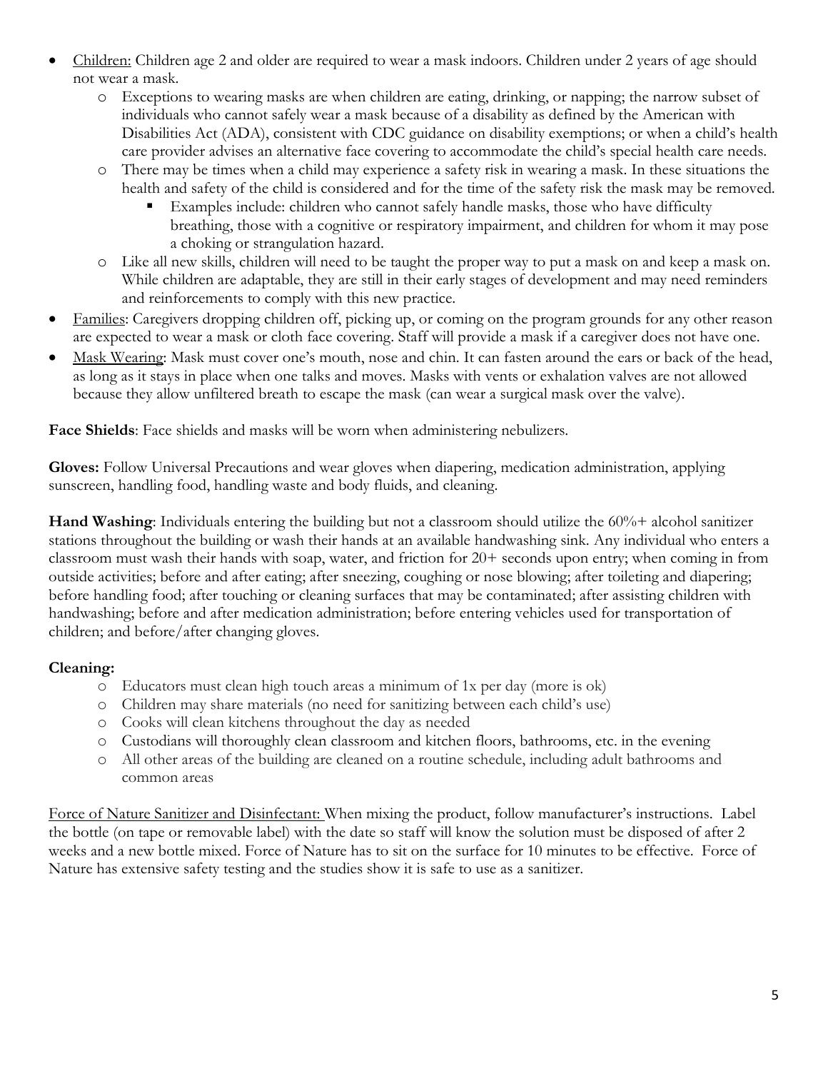- Children: Children age 2 and older are required to wear a mask indoors. Children under 2 years of age should not wear a mask.
  - Exceptions to wearing masks are when children are eating, drinking, or napping; the narrow subset of individuals who cannot safely wear a mask because of a disability as defined by the American with Disabilities Act (ADA), consistent with CDC guidance on disability exemptions; or when a child's health care provider advises an alternative face covering to accommodate the child's special health care needs.
  - There may be times when a child may experience a safety risk in wearing a mask. In these situations the health and safety of the child is considered and for the time of the safety risk the mask may be removed.
    - Examples include: children who cannot safely handle masks, those who have difficulty breathing, those with a cognitive or respiratory impairment, and children for whom it may pose a choking or strangulation hazard.
  - Like all new skills, children will need to be taught the proper way to put a mask on and keep a mask on. While children are adaptable, they are still in their early stages of development and may need reminders and reinforcements to comply with this new practice.
- Families: Caregivers dropping children off, picking up, or coming on the program grounds for any other reason are expected to wear a mask or cloth face covering. Staff will provide a mask if a caregiver does not have one.
- Mask Wearing: Mask must cover one's mouth, nose and chin. It can fasten around the ears or back of the head, as long as it stays in place when one talks and moves. Masks with vents or exhalation valves are not allowed because they allow unfiltered breath to escape the mask (can wear a surgical mask over the valve).

**Face Shields**: Face shields and masks will be worn when administering nebulizers.

**Gloves:** Follow Universal Precautions and wear gloves when diapering, medication administration, applying sunscreen, handling food, handling waste and body fluids, and cleaning.

**Hand Washing**: Individuals entering the building but not a classroom should utilize the 60%+ alcohol sanitizer stations throughout the building or wash their hands at an available handwashing sink. Any individual who enters a classroom must wash their hands with soap, water, and friction for 20+ seconds upon entry; when coming in from outside activities; before and after eating; after sneezing, coughing or nose blowing; after toileting and diapering; before handling food; after touching or cleaning surfaces that may be contaminated; after assisting children with handwashing; before and after medication administration; before entering vehicles used for transportation of children; and before/after changing gloves.

**Cleaning:**

- Educators must clean high touch areas a minimum of 1x per day (more is ok)
- Children may share materials (no need for sanitizing between each child's use)
- Cooks will clean kitchens throughout the day as needed
- Custodians will thoroughly clean classroom and kitchen floors, bathrooms, etc. in the evening
- All other areas of the building are cleaned on a routine schedule, including adult bathrooms and common areas

Force of Nature Sanitizer and Disinfectant: When mixing the product, follow manufacturer's instructions. Label the bottle (on tape or removable label) with the date so staff will know the solution must be disposed of after 2 weeks and a new bottle mixed. Force of Nature has to sit on the surface for 10 minutes to be effective. Force of Nature has extensive safety testing and the studies show it is safe to use as a sanitizer.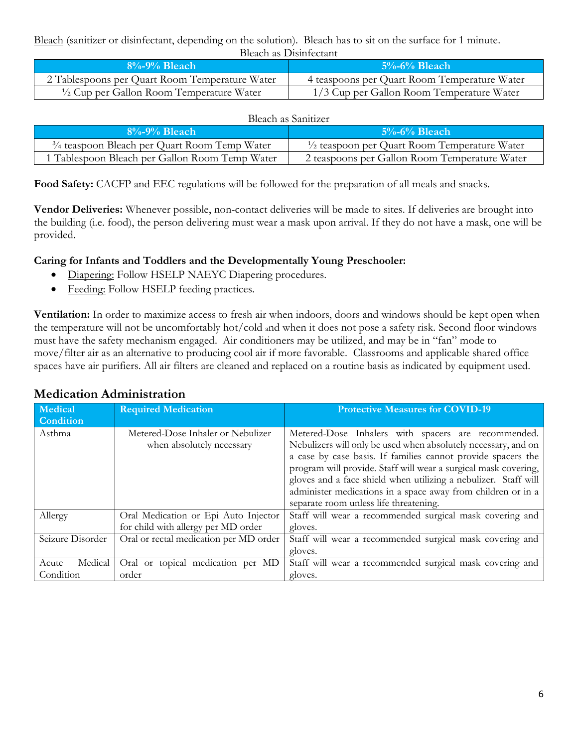Bleach (sanitizer or disinfectant, depending on the solution). Bleach has to sit on the surface for 1 minute.

Bleach as Disinfectant

| 8%-9% Bleach | 5%-6% Bleach |
|---|---|
| 2 Tablespoons per Quart Room Temperature Water | 4 teaspoons per Quart Room Temperature Water |
| ½ Cup per Gallon Room Temperature Water | 1/3 Cup per Gallon Room Temperature Water |

Bleach as Sanitizer

| 8%-9% Bleach | 5%-6% Bleach |
|---|---|
| ¾ teaspoon Bleach per Quart Room Temp Water | ½ teaspoon per Quart Room Temperature Water |
| 1 Tablespoon Bleach per Gallon Room Temp Water | 2 teaspoons per Gallon Room Temperature Water |

**Food Safety:** CACFP and EEC regulations will be followed for the preparation of all meals and snacks.

**Vendor Deliveries:** Whenever possible, non-contact deliveries will be made to sites. If deliveries are brought into the building (i.e. food), the person delivering must wear a mask upon arrival. If they do not have a mask, one will be provided.

**Caring for Infants and Toddlers and the Developmentally Young Preschooler:**

- Diapering: Follow HSELP NAEYC Diapering procedures.
- Feeding: Follow HSELP feeding practices.

**Ventilation:** In order to maximize access to fresh air when indoors, doors and windows should be kept open when the temperature will not be uncomfortably hot/cold and when it does not pose a safety risk. Second floor windows must have the safety mechanism engaged. Air conditioners may be utilized, and may be in "fan" mode to move/filter air as an alternative to producing cool air if more favorable. Classrooms and applicable shared office spaces have air purifiers. All air filters are cleaned and replaced on a routine basis as indicated by equipment used.

## Medication Administration

| Medical Condition | Required Medication | Protective Measures for COVID-19 |
|---|---|---|
| Asthma | Metered-Dose Inhaler or Nebulizer when absolutely necessary | Metered-Dose Inhalers with spacers are recommended. Nebulizers will only be used when absolutely necessary, and on a case by case basis. If families cannot provide spacers the program will provide. Staff will wear a surgical mask covering, gloves and a face shield when utilizing a nebulizer. Staff will administer medications in a space away from children or in a separate room unless life threatening. |
| Allergy | Oral Medication or Epi Auto Injector for child with allergy per MD order | Staff will wear a recommended surgical mask covering and gloves. |
| Seizure Disorder | Oral or rectal medication per MD order | Staff will wear a recommended surgical mask covering and gloves. |
| Acute Medical Condition | Oral or topical medication per MD order | Staff will wear a recommended surgical mask covering and gloves. |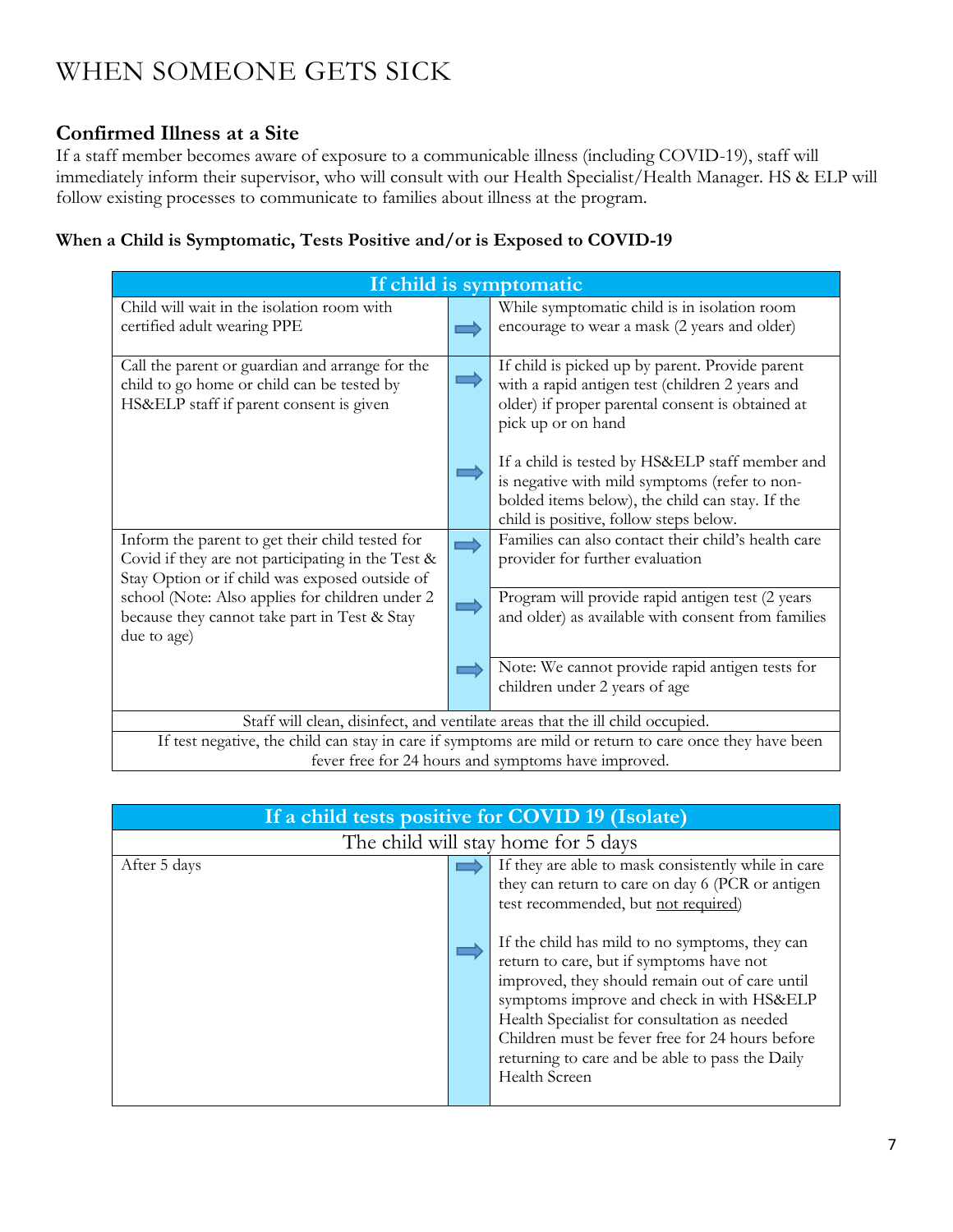# WHEN SOMEONE GETS SICK

## Confirmed Illness at a Site

If a staff member becomes aware of exposure to a communicable illness (including COVID-19), staff will immediately inform their supervisor, who will consult with our Health Specialist/Health Manager. HS & ELP will follow existing processes to communicate to families about illness at the program.

**When a Child is Symptomatic, Tests Positive and/or is Exposed to COVID-19**

| If child is symptomatic | | |
|---|---|---|
| Child will wait in the isolation room with certified adult wearing PPE | ➡ | While symptomatic child is in isolation room encourage to wear a mask (2 years and older) |
| Call the parent or guardian and arrange for the child to go home or child can be tested by HS&ELP staff if parent consent is given | ➡ | If child is picked up by parent. Provide parent with a rapid antigen test (children 2 years and older) if proper parental consent is obtained at pick up or on hand |
| | ➡ | If a child is tested by HS&ELP staff member and is negative with mild symptoms (refer to non-bolded items below), the child can stay. If the child is positive, follow steps below. |
| Inform the parent to get their child tested for Covid if they are not participating in the Test & Stay Option or if child was exposed outside of school (Note: Also applies for children under 2 because they cannot take part in Test & Stay due to age) | ➡ | Families can also contact their child's health care provider for further evaluation |
| | ➡ | Program will provide rapid antigen test (2 years and older) as available with consent from families |
| | ➡ | Note: We cannot provide rapid antigen tests for children under 2 years of age |
| Staff will clean, disinfect, and ventilate areas that the ill child occupied. | | |
| If test negative, the child can stay in care if symptoms are mild or return to care once they have been fever free for 24 hours and symptoms have improved. | | |

| If a child tests positive for COVID 19 (Isolate) | | |
|---|---|---|
| The child will stay home for 5 days | | |
| After 5 days | ➡ | If they are able to mask consistently while in care they can return to care on day 6 (PCR or antigen test recommended, but <u>not required</u>) |
| | ➡ | If the child has mild to no symptoms, they can return to care, but if symptoms have not improved, they should remain out of care until symptoms improve and check in with HS&ELP Health Specialist for consultation as needed Children must be fever free for 24 hours before returning to care and be able to pass the Daily Health Screen |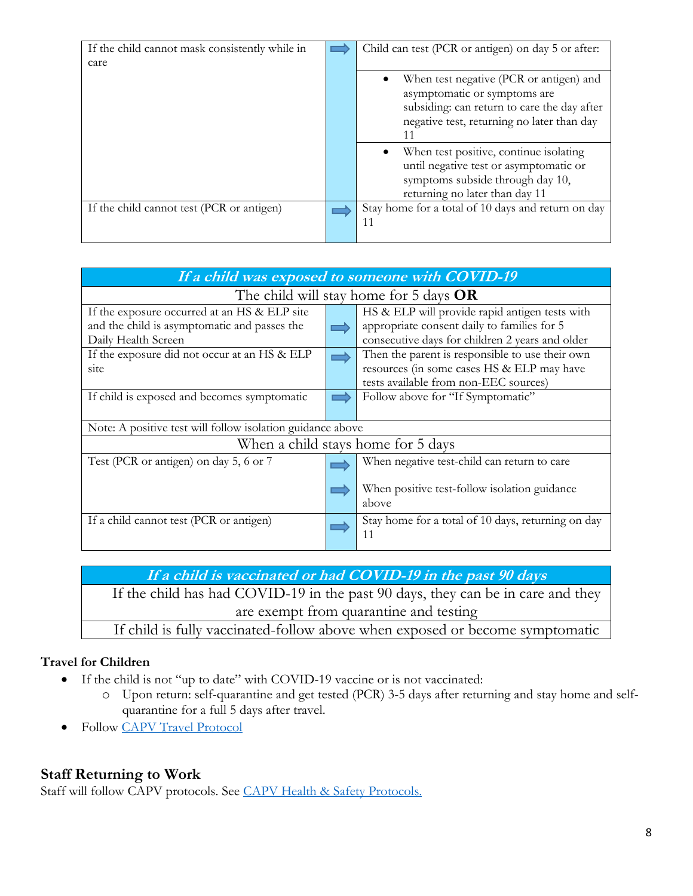| If the child cannot mask consistently while in care | ➡ | Child can test (PCR or antigen) on day 5 or after: |
| --- | --- | --- |
| | | • When test negative (PCR or antigen) and asymptomatic or symptoms are subsiding: can return to care the day after negative test, returning no later than day 11 |
| | | • When test positive, continue isolating until negative test or asymptomatic or symptoms subside through day 10, returning no later than day 11 |
| If the child cannot test (PCR or antigen) | ➡ | Stay home for a total of 10 days and return on day 11 |

| ***If a child was exposed to someone with COVID-19*** | | |
| --- | --- | --- |
| The child will stay home for 5 days **OR** | | |
| If the exposure occurred at an HS & ELP site and the child is asymptomatic and passes the Daily Health Screen | ➡ | HS & ELP will provide rapid antigen tests with appropriate consent daily to families for 5 consecutive days for children 2 years and older |
| If the exposure did not occur at an HS & ELP site | ➡ | Then the parent is responsible to use their own resources (in some cases HS & ELP may have tests available from non-EEC sources) |
| If child is exposed and becomes symptomatic | ➡ | Follow above for "If Symptomatic" |
| Note: A positive test will follow isolation guidance above | | |
| When a child stays home for 5 days | | |
| Test (PCR or antigen) on day 5, 6 or 7 | ➡<br>➡ | When negative test-child can return to care<br><br>When positive test-follow isolation guidance above |
| If a child cannot test (PCR or antigen) | ➡ | Stay home for a total of 10 days, returning on day 11 |

| ***If a child is vaccinated or had COVID-19 in the past 90 days*** |
| --- |
| If the child has had COVID-19 in the past 90 days, they can be in care and they are exempt from quarantine and testing |
| If child is fully vaccinated-follow above when exposed or become symptomatic |

**Travel for Children**

- If the child is not "up to date" with COVID-19 vaccine or is not vaccinated:
  - Upon return: self-quarantine and get tested (PCR) 3-5 days after returning and stay home and self-quarantine for a full 5 days after travel.
- Follow CAPV Travel Protocol

## Staff Returning to Work

Staff will follow CAPV protocols. See CAPV Health & Safety Protocols.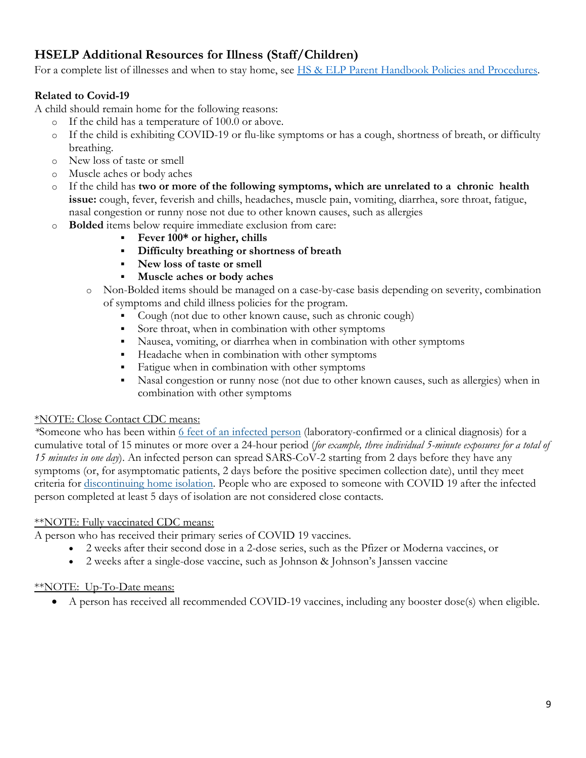## HSELP Additional Resources for Illness (Staff/Children)

For a complete list of illnesses and when to stay home, see [HS & ELP Parent Handbook Policies and Procedures](#).

**Related to Covid-19**

A child should remain home for the following reasons:

- If the child has a temperature of 100.0 or above.
- If the child is exhibiting COVID-19 or flu-like symptoms or has a cough, shortness of breath, or difficulty breathing.
- New loss of taste or smell
- Muscle aches or body aches
- If the child has **two or more of the following symptoms, which are unrelated to a chronic health issue:** cough, fever, feverish and chills, headaches, muscle pain, vomiting, diarrhea, sore throat, fatigue, nasal congestion or runny nose not due to other known causes, such as allergies
- **Bolded** items below require immediate exclusion from care:
  - **Fever 100* or higher, chills**
  - **Difficulty breathing or shortness of breath**
  - **New loss of taste or smell**
  - **Muscle aches or body aches**
  - Non-Bolded items should be managed on a case-by-case basis depending on severity, combination of symptoms and child illness policies for the program.
    - Cough (not due to other known cause, such as chronic cough)
    - Sore throat, when in combination with other symptoms
    - Nausea, vomiting, or diarrhea when in combination with other symptoms
    - Headache when in combination with other symptoms
    - Fatigue when in combination with other symptoms
    - Nasal congestion or runny nose (not due to other known causes, such as allergies) when in combination with other symptoms

<u>*NOTE: Close Contact CDC means:</u>

*Someone who has been within [6 feet of an infected person](#) (laboratory-confirmed or a clinical diagnosis) for a cumulative total of 15 minutes or more over a 24-hour period (*for example, three individual 5-minute exposures for a total of 15 minutes in one day*). An infected person can spread SARS-CoV-2 starting from 2 days before they have any symptoms (or, for asymptomatic patients, 2 days before the positive specimen collection date), until they meet criteria for [discontinuing home isolation](#). People who are exposed to someone with COVID 19 after the infected person completed at least 5 days of isolation are not considered close contacts.

<u>**NOTE: Fully vaccinated CDC means:</u>

A person who has received their primary series of COVID 19 vaccines.

- 2 weeks after their second dose in a 2-dose series, such as the Pfizer or Moderna vaccines, or
- 2 weeks after a single-dose vaccine, such as Johnson & Johnson's Janssen vaccine

<u>**NOTE: Up-To-Date means:</u>

- A person has received all recommended COVID-19 vaccines, including any booster dose(s) when eligible.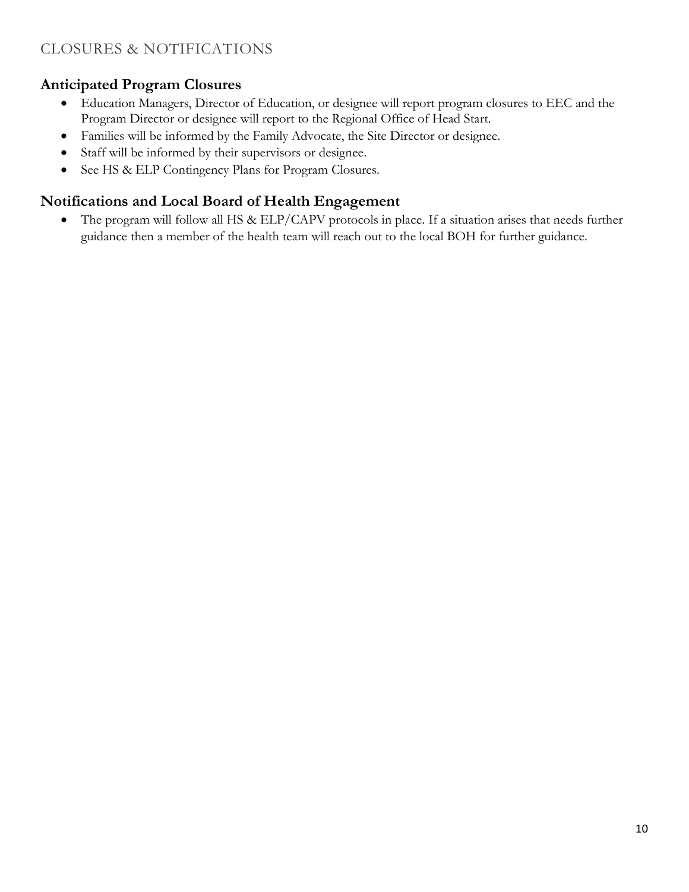## CLOSURES & NOTIFICATIONS

### Anticipated Program Closures

- Education Managers, Director of Education, or designee will report program closures to EEC and the Program Director or designee will report to the Regional Office of Head Start.
- Families will be informed by the Family Advocate, the Site Director or designee.
- Staff will be informed by their supervisors or designee.
- See HS & ELP Contingency Plans for Program Closures.

### Notifications and Local Board of Health Engagement

- The program will follow all HS & ELP/CAPV protocols in place. If a situation arises that needs further guidance then a member of the health team will reach out to the local BOH for further guidance.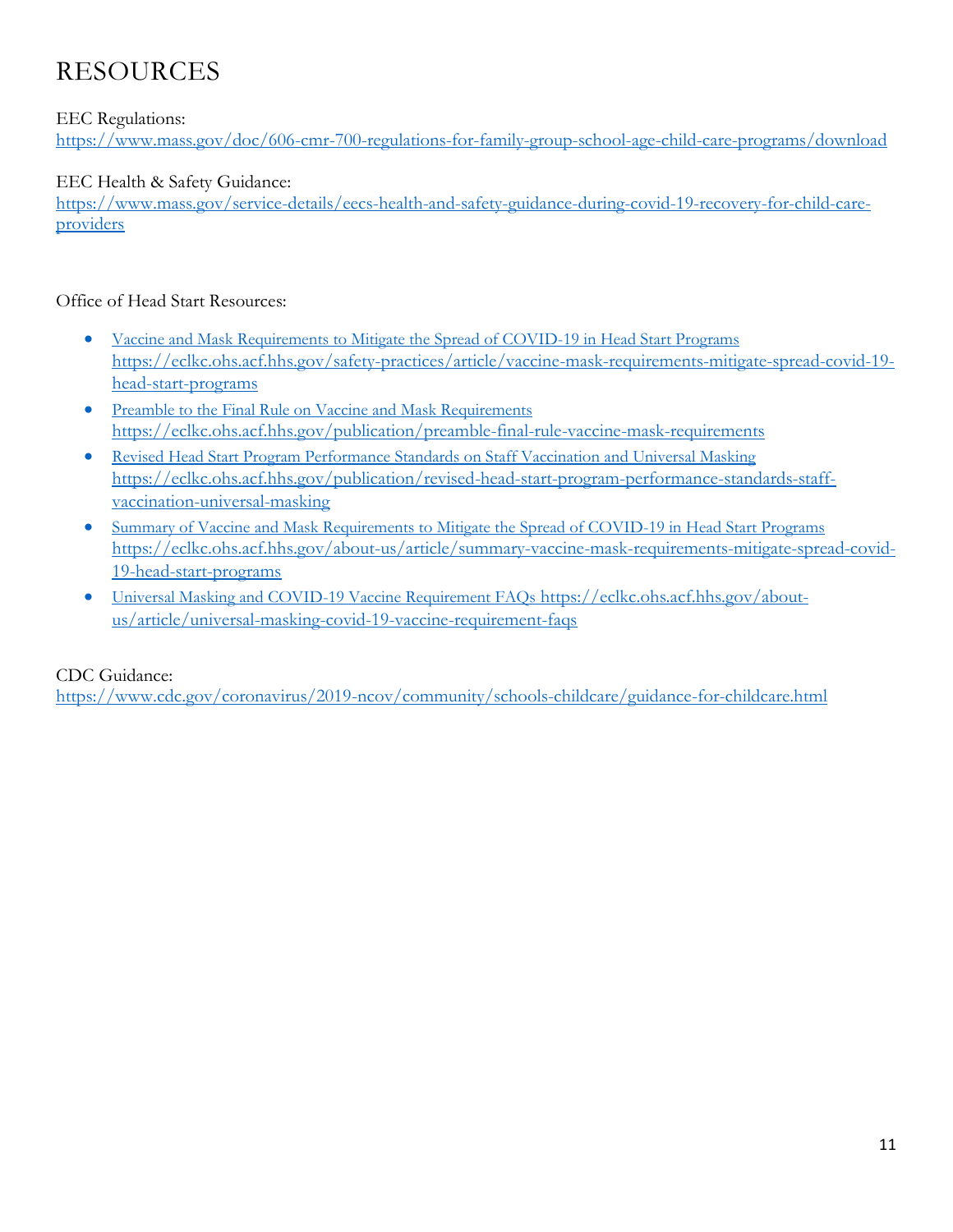# RESOURCES

EEC Regulations:
https://www.mass.gov/doc/606-cmr-700-regulations-for-family-group-school-age-child-care-programs/download

EEC Health & Safety Guidance:
https://www.mass.gov/service-details/eecs-health-and-safety-guidance-during-covid-19-recovery-for-child-care-providers

Office of Head Start Resources:

- Vaccine and Mask Requirements to Mitigate the Spread of COVID-19 in Head Start Programs https://eclkc.ohs.acf.hhs.gov/safety-practices/article/vaccine-mask-requirements-mitigate-spread-covid-19-head-start-programs
- Preamble to the Final Rule on Vaccine and Mask Requirements https://eclkc.ohs.acf.hhs.gov/publication/preamble-final-rule-vaccine-mask-requirements
- Revised Head Start Program Performance Standards on Staff Vaccination and Universal Masking https://eclkc.ohs.acf.hhs.gov/publication/revised-head-start-program-performance-standards-staff-vaccination-universal-masking
- Summary of Vaccine and Mask Requirements to Mitigate the Spread of COVID-19 in Head Start Programs https://eclkc.ohs.acf.hhs.gov/about-us/article/summary-vaccine-mask-requirements-mitigate-spread-covid-19-head-start-programs
- Universal Masking and COVID-19 Vaccine Requirement FAQs https://eclkc.ohs.acf.hhs.gov/about-us/article/universal-masking-covid-19-vaccine-requirement-faqs

CDC Guidance:
https://www.cdc.gov/coronavirus/2019-ncov/community/schools-childcare/guidance-for-childcare.html